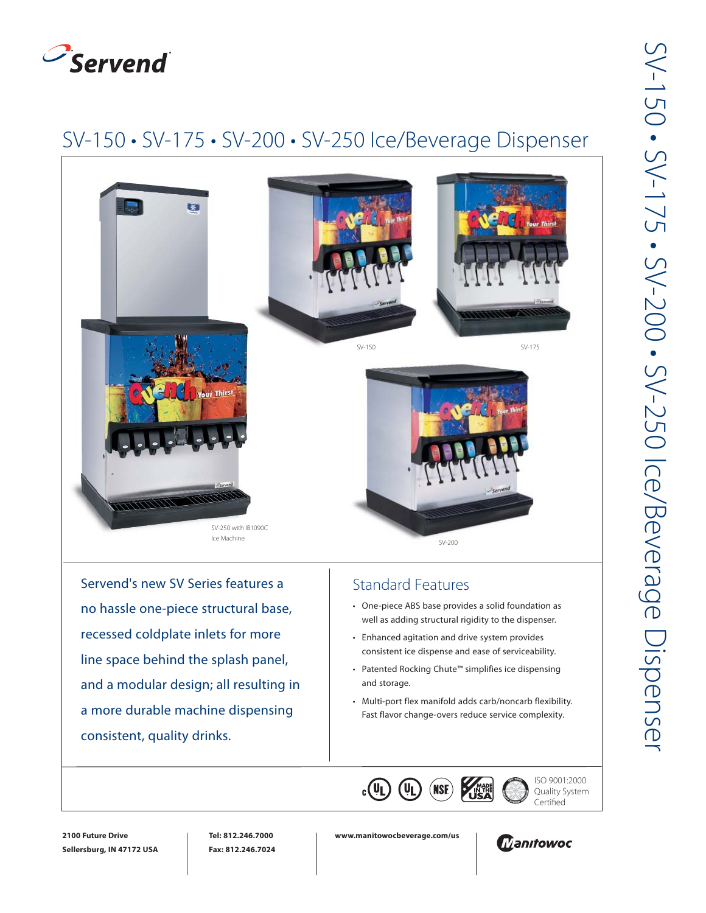Servend

# SV-150 • SV-175 • SV-200 • SV-250 Ice/Beverage Dispenser

SV-150

SV-175

SV-250 with IB1090C Ice Machine

SV-200

Servend's new SV Series features a no hassle one-piece structural base, recessed coldplate inlets for more line space behind the splash panel, and a modular design; all resulting in a more durable machine dispensing consistent, quality drinks.

## Standard Features

- One-piece ABS base provides a solid foundation as well as adding structural rigidity to the dispenser.
- Enhanced agitation and drive system provides consistent ice dispense and ease of serviceability.
- Patented Rocking Chute™ simplifies ice dispensing and storage.
- Multi-port flex manifold adds carb/noncarb flexibility. Fast flavor change-overs reduce service complexity.

ISO 9001:2000 Quality System Certified

**2100 Future Drive**
**Sellersburg, IN 47172 USA**

**Tel: 812.246.7000**
**Fax: 812.246.7024**

**www.manitowocbeverage.com/us**

Manitowoc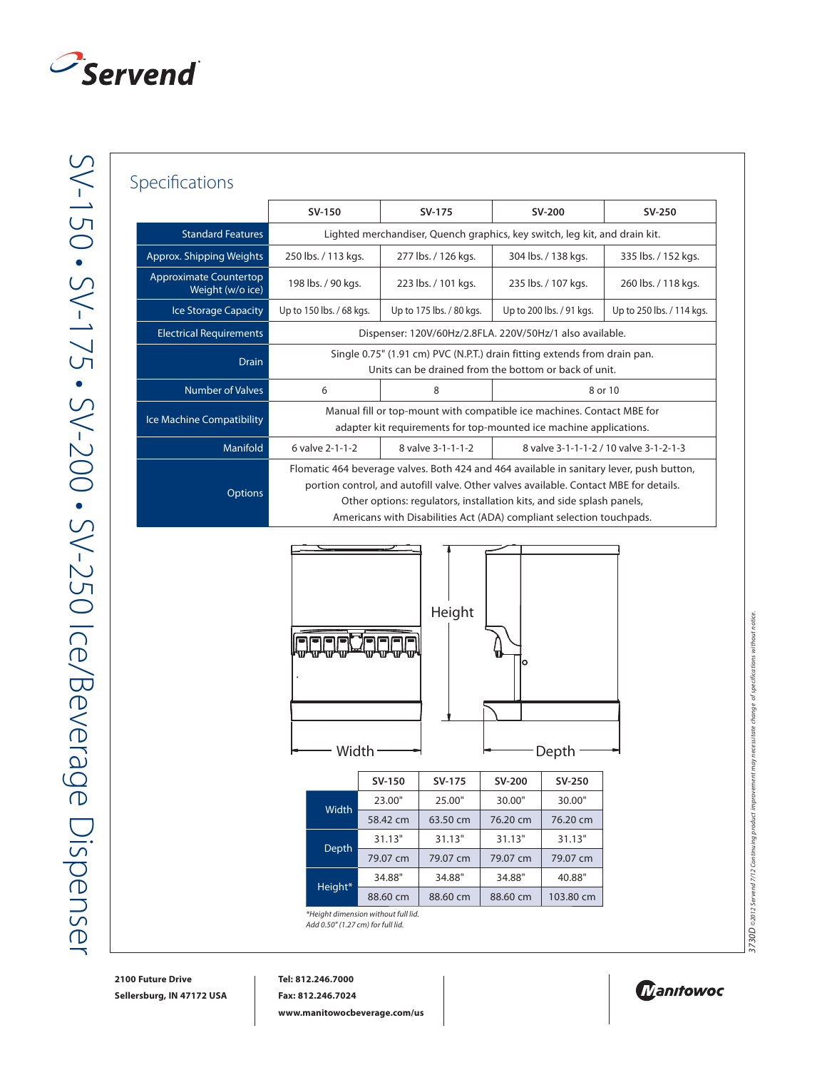# SV-150 • SV-175 • SV-200 • SV-250 Ice/Beverage Dispenser

## Specifications

| | SV-150 | SV-175 | SV-200 | SV-250 |
|---|---|---|---|---|
| Standard Features | Lighted merchandiser, Quench graphics, key switch, leg kit, and drain kit. | | | |
| Approx. Shipping Weights | 250 lbs. / 113 kgs. | 277 lbs. / 126 kgs. | 304 lbs. / 138 kgs. | 335 lbs. / 152 kgs. |
| Approximate Countertop Weight (w/o ice) | 198 lbs. / 90 kgs. | 223 lbs. / 101 kgs. | 235 lbs. / 107 kgs. | 260 lbs. / 118 kgs. |
| Ice Storage Capacity | Up to 150 lbs. / 68 kgs. | Up to 175 lbs. / 80 kgs. | Up to 200 lbs. / 91 kgs. | Up to 250 lbs. / 114 kgs. |
| Electrical Requirements | Dispenser: 120V/60Hz/2.8FLA. 220V/50Hz/1 also available. | | | |
| Drain | Single 0.75" (1.91 cm) PVC (N.P.T.) drain fitting extends from drain pan. Units can be drained from the bottom or back of unit. | | | |
| Number of Valves | 6 | 8 | 8 or 10 | |
| Ice Machine Compatibility | Manual fill or top-mount with compatible ice machines. Contact MBE for adapter kit requirements for top-mounted ice machine applications. | | | |
| Manifold | 6 valve 2-1-1-2 | 8 valve 3-1-1-1-2 | 8 valve 3-1-1-1-2 / 10 valve 3-1-2-1-3 | |
| Options | Flomatic 464 beverage valves. Both 424 and 464 available in sanitary lever, push button, portion control, and autofill valve. Other valves available. Contact MBE for details. Other options: regulators, installation kits, and side splash panels, Americans with Disabilities Act (ADA) compliant selection touchpads. | | | |

Height

Width

Depth

| | | SV-150 | SV-175 | SV-200 | SV-250 |
|---|---|---|---|---|---|
| Width | | 23.00" | 25.00" | 30.00" | 30.00" |
| | | 58.42 cm | 63.50 cm | 76.20 cm | 76.20 cm |
| Depth | | 31.13" | 31.13" | 31.13" | 31.13" |
| | | 79.07 cm | 79.07 cm | 79.07 cm | 79.07 cm |
| Height* | | 34.88" | 34.88" | 34.88" | 40.88" |
| | | 88.60 cm | 88.60 cm | 88.60 cm | 103.80 cm |

*\*Height dimension without full lid. Add 0.50" (1.27 cm) for full lid.*

3730D ©2012 Servend 7/12 Continuing product improvement may necessitate change of specifications without notice.

**2100 Future Drive**
**Sellersburg, IN 47172 USA**

**Tel: 812.246.7000**
**Fax: 812.246.7024**
**www.manitowocbeverage.com/us**

Manitowoc